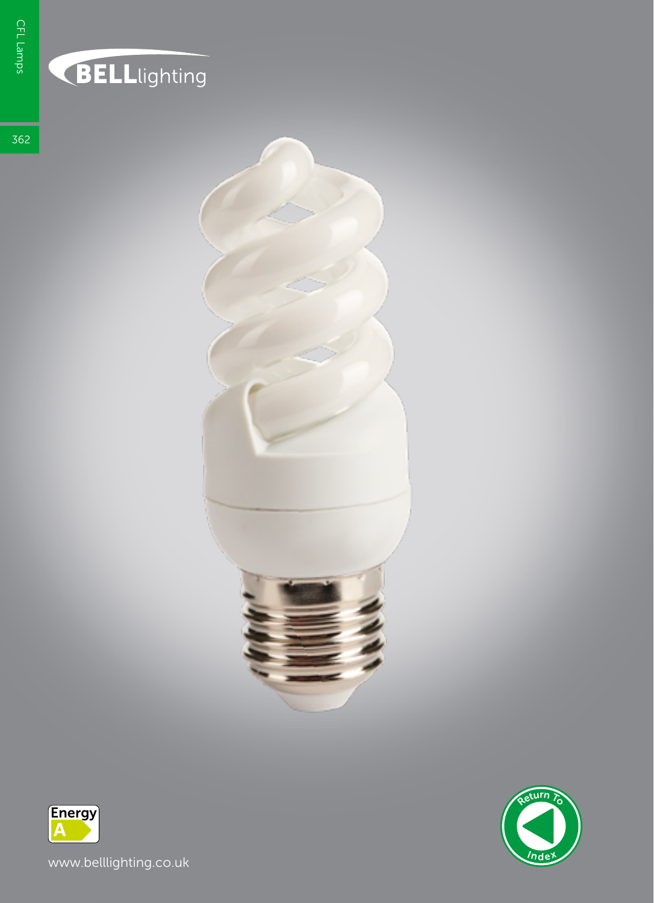BELLlighting

Energy A

www.belllighting.co.uk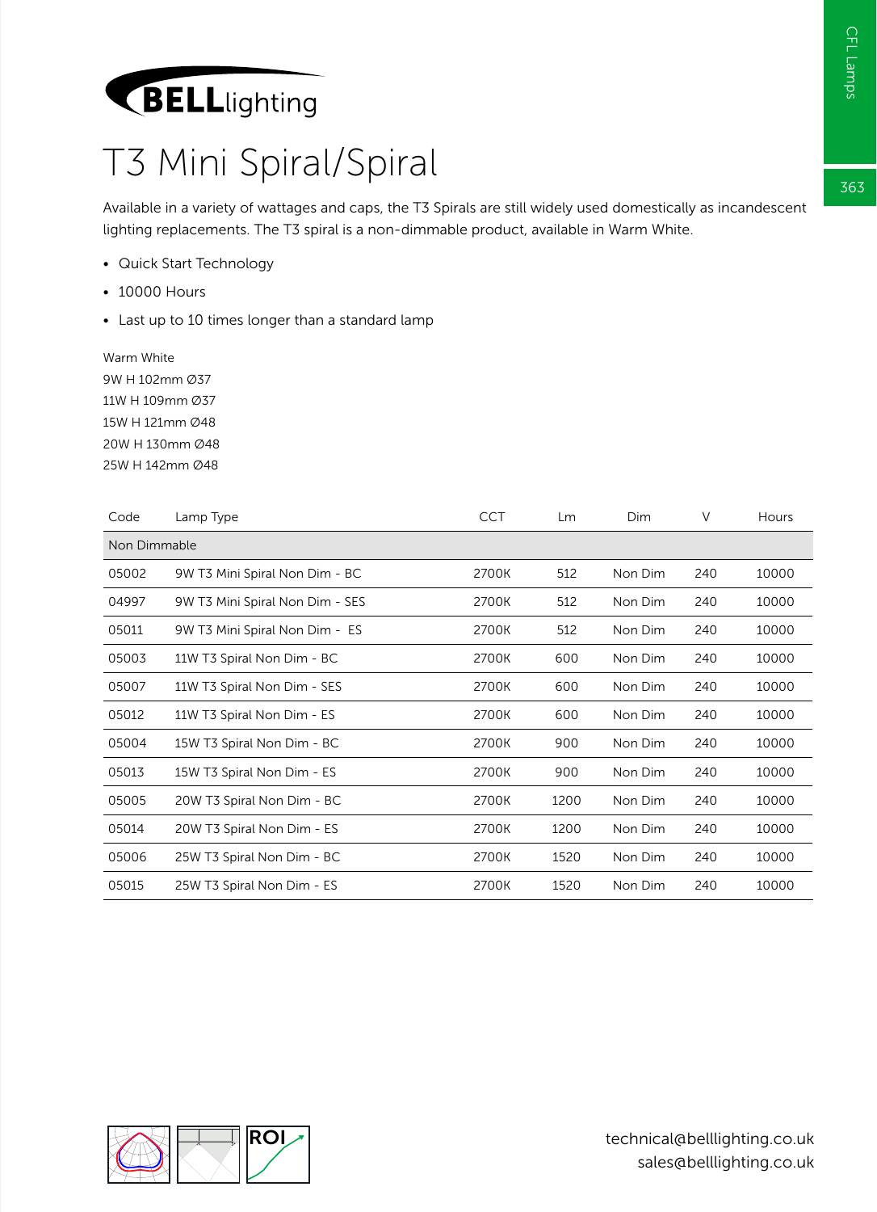# T3 Mini Spiral/Spiral

Available in a variety of wattages and caps, the T3 Spirals are still widely used domestically as incandescent lighting replacements. The T3 spiral is a non-dimmable product, available in Warm White.

- Quick Start Technology
- 10000 Hours
- Last up to 10 times longer than a standard lamp

Warm White
9W H 102mm Ø37
11W H 109mm Ø37
15W H 121mm Ø48
20W H 130mm Ø48
25W H 142mm Ø48

| Code | Lamp Type | CCT | Lm | Dim | V | Hours |
|---|---|---|---|---|---|---|
| Non Dimmable | | | | | | |
| 05002 | 9W T3 Mini Spiral Non Dim - BC | 2700K | 512 | Non Dim | 240 | 10000 |
| 04997 | 9W T3 Mini Spiral Non Dim - SES | 2700K | 512 | Non Dim | 240 | 10000 |
| 05011 | 9W T3 Mini Spiral Non Dim - ES | 2700K | 512 | Non Dim | 240 | 10000 |
| 05003 | 11W T3 Spiral Non Dim - BC | 2700K | 600 | Non Dim | 240 | 10000 |
| 05007 | 11W T3 Spiral Non Dim - SES | 2700K | 600 | Non Dim | 240 | 10000 |
| 05012 | 11W T3 Spiral Non Dim - ES | 2700K | 600 | Non Dim | 240 | 10000 |
| 05004 | 15W T3 Spiral Non Dim - BC | 2700K | 900 | Non Dim | 240 | 10000 |
| 05013 | 15W T3 Spiral Non Dim - ES | 2700K | 900 | Non Dim | 240 | 10000 |
| 05005 | 20W T3 Spiral Non Dim - BC | 2700K | 1200 | Non Dim | 240 | 10000 |
| 05014 | 20W T3 Spiral Non Dim - ES | 2700K | 1200 | Non Dim | 240 | 10000 |
| 05006 | 25W T3 Spiral Non Dim - BC | 2700K | 1520 | Non Dim | 240 | 10000 |
| 05015 | 25W T3 Spiral Non Dim - ES | 2700K | 1520 | Non Dim | 240 | 10000 |

technical@belllighting.co.uk
sales@belllighting.co.uk